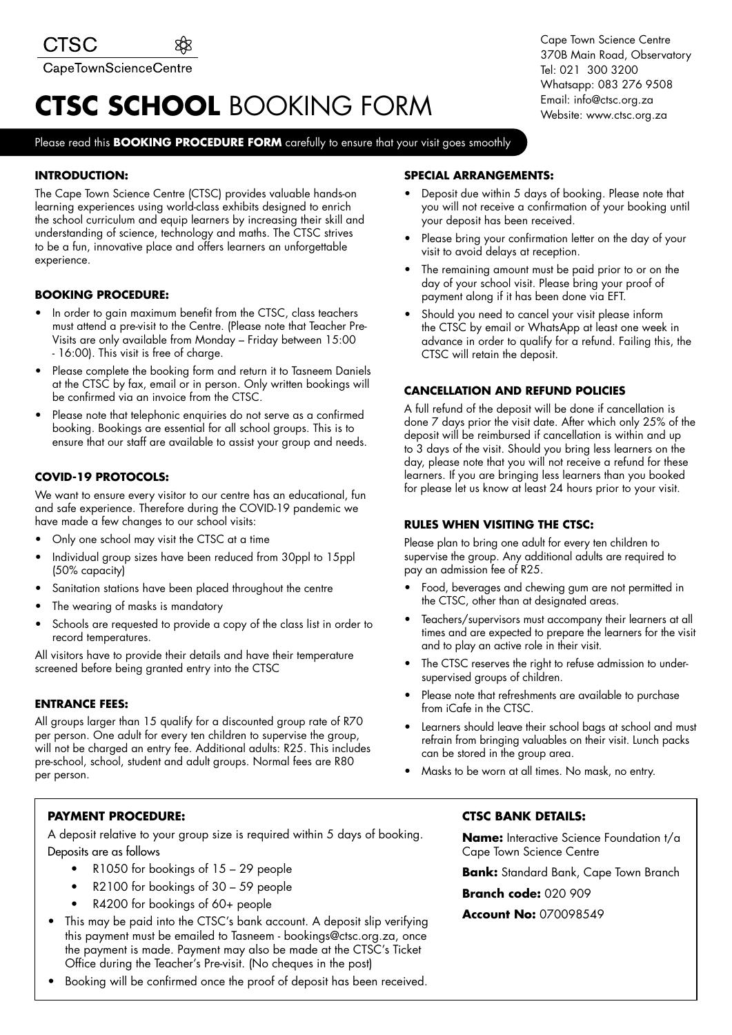CTSC

CapeTownScienceCentre

Cape Town Science Centre
370B Main Road, Observatory
Tel: 021 300 3200
Whatsapp: 083 276 9508
Email: info@ctsc.org.za
Website: www.ctsc.org.za

# **CTSC SCHOOL** BOOKING FORM

Please read this **BOOKING PROCEDURE FORM** carefully to ensure that your visit goes smoothly

### INTRODUCTION:

The Cape Town Science Centre (CTSC) provides valuable hands-on learning experiences using world-class exhibits designed to enrich the school curriculum and equip learners by increasing their skill and understanding of science, technology and maths. The CTSC strives to be a fun, innovative place and offers learners an unforgettable experience.

### BOOKING PROCEDURE:

- In order to gain maximum benefit from the CTSC, class teachers must attend a pre-visit to the Centre. (Please note that Teacher Pre-Visits are only available from Monday – Friday between 15:00 - 16:00). This visit is free of charge.
- Please complete the booking form and return it to Tasneem Daniels at the CTSC by fax, email or in person. Only written bookings will be confirmed via an invoice from the CTSC.
- Please note that telephonic enquiries do not serve as a confirmed booking. Bookings are essential for all school groups. This is to ensure that our staff are available to assist your group and needs.

### COVID-19 PROTOCOLS:

We want to ensure every visitor to our centre has an educational, fun and safe experience. Therefore during the COVID-19 pandemic we have made a few changes to our school visits:

- Only one school may visit the CTSC at a time
- Individual group sizes have been reduced from 30ppl to 15ppl (50% capacity)
- Sanitation stations have been placed throughout the centre
- The wearing of masks is mandatory
- Schools are requested to provide a copy of the class list in order to record temperatures.

All visitors have to provide their details and have their temperature screened before being granted entry into the CTSC

### ENTRANCE FEES:

All groups larger than 15 qualify for a discounted group rate of R70 per person. One adult for every ten children to supervise the group, will not be charged an entry fee. Additional adults: R25. This includes pre-school, school, student and adult groups. Normal fees are R80 per person.

### SPECIAL ARRANGEMENTS:

- Deposit due within 5 days of booking. Please note that you will not receive a confirmation of your booking until your deposit has been received.
- Please bring your confirmation letter on the day of your visit to avoid delays at reception.
- The remaining amount must be paid prior to or on the day of your school visit. Please bring your proof of payment along if it has been done via EFT.
- Should you need to cancel your visit please inform the CTSC by email or WhatsApp at least one week in advance in order to qualify for a refund. Failing this, the CTSC will retain the deposit.

### CANCELLATION AND REFUND POLICIES

A full refund of the deposit will be done if cancellation is done 7 days prior the visit date. After which only 25% of the deposit will be reimbursed if cancellation is within and up to 3 days of the visit. Should you bring less learners on the day, please note that you will not receive a refund for these learners. If you are bringing less learners than you booked for please let us know at least 24 hours prior to your visit.

### RULES WHEN VISITING THE CTSC:

Please plan to bring one adult for every ten children to supervise the group. Any additional adults are required to pay an admission fee of R25.

- Food, beverages and chewing gum are not permitted in the CTSC, other than at designated areas.
- Teachers/supervisors must accompany their learners at all times and are expected to prepare the learners for the visit and to play an active role in their visit.
- The CTSC reserves the right to refuse admission to under-supervised groups of children.
- Please note that refreshments are available to purchase from iCafe in the CTSC.
- Learners should leave their school bags at school and must refrain from bringing valuables on their visit. Lunch packs can be stored in the group area.
- Masks to be worn at all times. No mask, no entry.

### PAYMENT PROCEDURE:

A deposit relative to your group size is required within 5 days of booking. Deposits are as follows

- R1050 for bookings of 15 – 29 people
- R2100 for bookings of 30 – 59 people
- R4200 for bookings of 60+ people

- This may be paid into the CTSC's bank account. A deposit slip verifying this payment must be emailed to Tasneem - bookings@ctsc.org.za, once the payment is made. Payment may also be made at the CTSC's Ticket Office during the Teacher's Pre-visit. (No cheques in the post)
- Booking will be confirmed once the proof of deposit has been received.

### CTSC BANK DETAILS:

**Name:** Interactive Science Foundation t/a Cape Town Science Centre

**Bank:** Standard Bank, Cape Town Branch

**Branch code:** 020 909

**Account No:** 070098549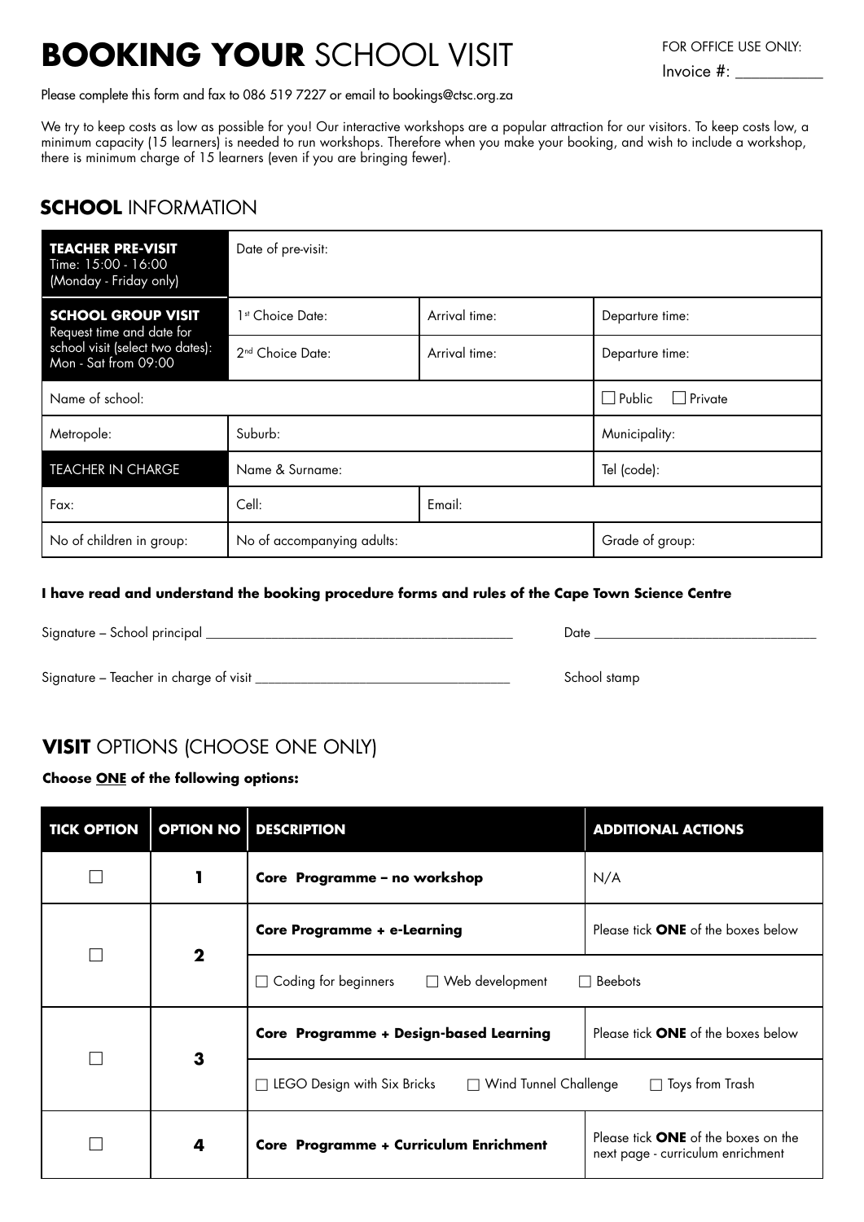# **BOOKING YOUR** SCHOOL VISIT

FOR OFFICE USE ONLY:

Invoice #: ___________

Please complete this form and fax to 086 519 7227 or email to bookings@ctsc.org.za

We try to keep costs as low as possible for you! Our interactive workshops are a popular attraction for our visitors. To keep costs low, a minimum capacity (15 learners) is needed to run workshops. Therefore when you make your booking, and wish to include a workshop, there is minimum charge of 15 learners (even if you are bringing fewer).

## **SCHOOL** INFORMATION

| | | | |
|---|---|---|---|
| **TEACHER PRE-VISIT** Time: 15:00 - 16:00 (Monday - Friday only) | Date of pre-visit: | | |
| **SCHOOL GROUP VISIT** Request time and date for school visit (select two dates): Mon - Sat from 09:00 | 1st Choice Date: | Arrival time: | Departure time: |
| | 2nd Choice Date: | Arrival time: | Departure time: |
| Name of school: | | | ☐ Public ☐ Private |
| Metropole: | Suburb: | | Municipality: |
| TEACHER IN CHARGE | Name & Surname: | | Tel (code): |
| Fax: | Cell: | Email: | |
| No of children in group: | No of accompanying adults: | | Grade of group: |

**I have read and understand the booking procedure forms and rules of the Cape Town Science Centre**

Signature – School principal ___________________________________________ Date ________________________________

Signature – Teacher in charge of visit ___________________________________ School stamp

## **VISIT** OPTIONS (CHOOSE ONE ONLY)

**Choose <u>ONE</u> of the following options:**

| TICK OPTION | OPTION NO | DESCRIPTION | ADDITIONAL ACTIONS |
|---|---|---|---|
| ☐ | **1** | **Core Programme – no workshop** | N/A |
| ☐ | **2** | **Core Programme + e-Learning** | Please tick **ONE** of the boxes below |
| | | ☐ Coding for beginners ☐ Web development ☐ Beebots | |
| ☐ | **3** | **Core Programme + Design-based Learning** | Please tick **ONE** of the boxes below |
| | | ☐ LEGO Design with Six Bricks ☐ Wind Tunnel Challenge ☐ Toys from Trash | |
| ☐ | **4** | **Core Programme + Curriculum Enrichment** | Please tick **ONE** of the boxes on the next page - curriculum enrichment |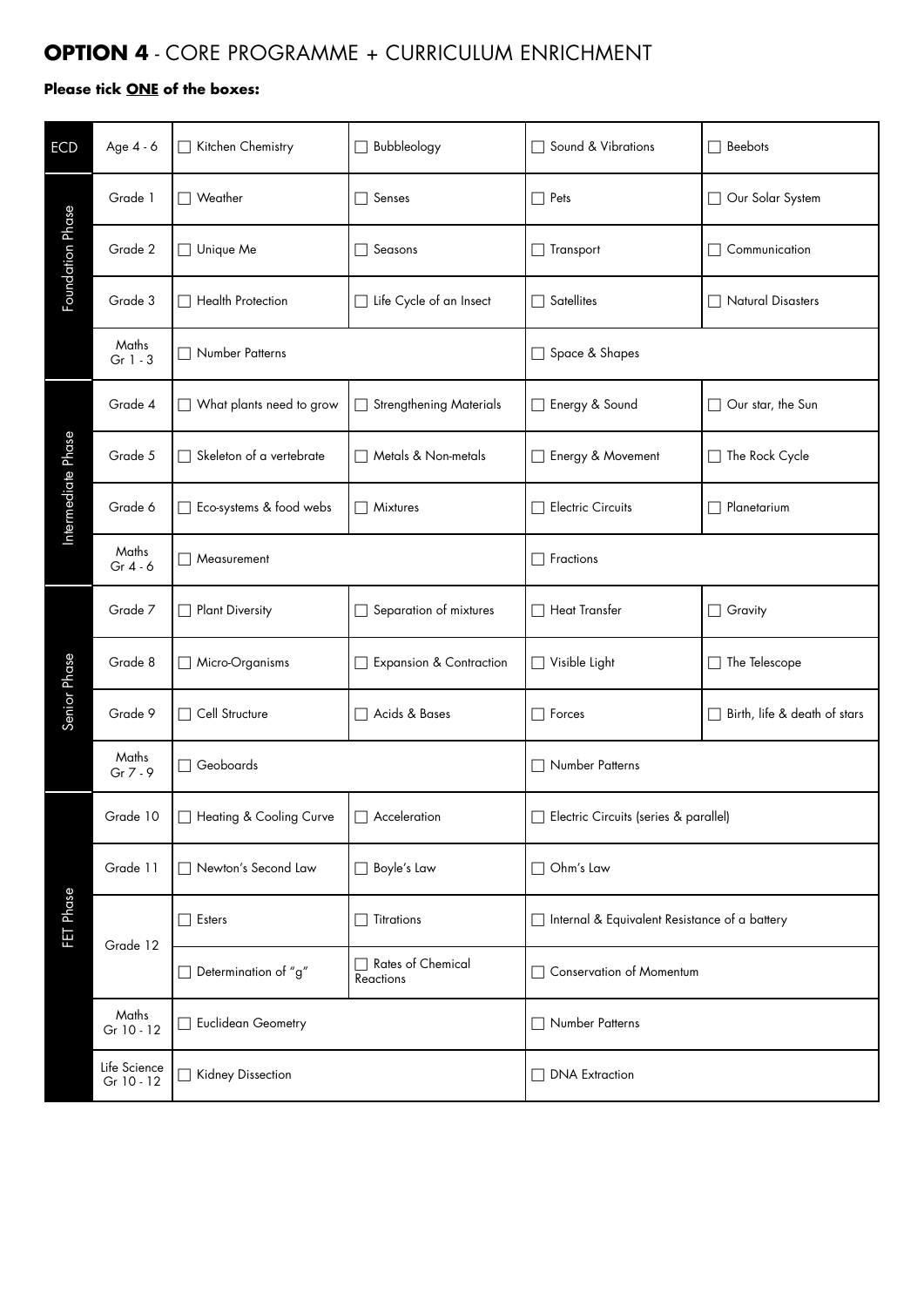# **OPTION 4** - CORE PROGRAMME + CURRICULUM ENRICHMENT

**Please tick ONE of the boxes:**

| | | | | | |
|---|---|---|---|---|---|
| ECD | Age 4 - 6 | ☐ Kitchen Chemistry | ☐ Bubbleology | ☐ Sound & Vibrations | ☐ Beebots |
| Foundation Phase | Grade 1 | ☐ Weather | ☐ Senses | ☐ Pets | ☐ Our Solar System |
| | Grade 2 | ☐ Unique Me | ☐ Seasons | ☐ Transport | ☐ Communication |
| | Grade 3 | ☐ Health Protection | ☐ Life Cycle of an Insect | ☐ Satellites | ☐ Natural Disasters |
| | Maths Gr 1 - 3 | ☐ Number Patterns | | ☐ Space & Shapes | |
| Intermediate Phase | Grade 4 | ☐ What plants need to grow | ☐ Strengthening Materials | ☐ Energy & Sound | ☐ Our star, the Sun |
| | Grade 5 | ☐ Skeleton of a vertebrate | ☐ Metals & Non-metals | ☐ Energy & Movement | ☐ The Rock Cycle |
| | Grade 6 | ☐ Eco-systems & food webs | ☐ Mixtures | ☐ Electric Circuits | ☐ Planetarium |
| | Maths Gr 4 - 6 | ☐ Measurement | | ☐ Fractions | |
| Senior Phase | Grade 7 | ☐ Plant Diversity | ☐ Separation of mixtures | ☐ Heat Transfer | ☐ Gravity |
| | Grade 8 | ☐ Micro-Organisms | ☐ Expansion & Contraction | ☐ Visible Light | ☐ The Telescope |
| | Grade 9 | ☐ Cell Structure | ☐ Acids & Bases | ☐ Forces | ☐ Birth, life & death of stars |
| | Maths Gr 7 - 9 | ☐ Geoboards | | ☐ Number Patterns | |
| FET Phase | Grade 10 | ☐ Heating & Cooling Curve | ☐ Acceleration | ☐ Electric Circuits (series & parallel) | |
| | Grade 11 | ☐ Newton's Second Law | ☐ Boyle's Law | ☐ Ohm's Law | |
| | Grade 12 | ☐ Esters | ☐ Titrations | ☐ Internal & Equivalent Resistance of a battery | |
| | | ☐ Determination of "g" | ☐ Rates of Chemical Reactions | ☐ Conservation of Momentum | |
| | Maths Gr 10 - 12 | ☐ Euclidean Geometry | | ☐ Number Patterns | |
| | Life Science Gr 10 - 12 | ☐ Kidney Dissection | | ☐ DNA Extraction | |